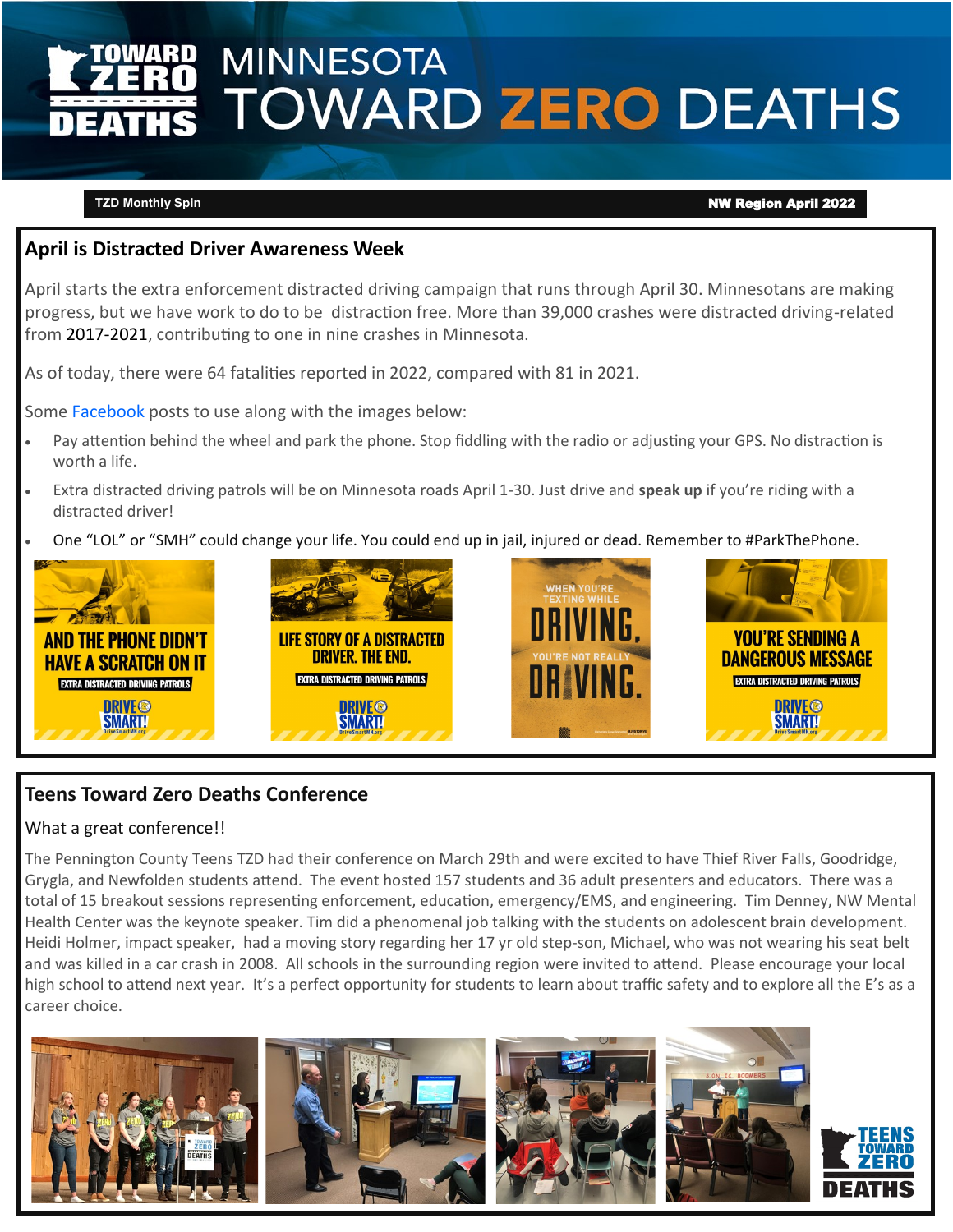# MINNESOTA TOWARD ZERO DEATHS

TZD Monthly Spin — NW Region April 2022

## April is Distracted Driver Awareness Week

April starts the extra enforcement distracted driving campaign that runs through April 30. Minnesotans are making progress, but we have work to do to be distraction free. More than 39,000 crashes were distracted driving-related from 2017-2021, contributing to one in nine crashes in Minnesota.

As of today, there were 64 fatalities reported in 2022, compared with 81 in 2021.

Some Facebook posts to use along with the images below:

- Pay attention behind the wheel and park the phone. Stop fiddling with the radio or adjusting your GPS. No distraction is worth a life.
- Extra distracted driving patrols will be on Minnesota roads April 1-30. Just drive and **speak up** if you're riding with a distracted driver!
- One "LOL" or "SMH" could change your life. You could end up in jail, injured or dead. Remember to #ParkThePhone.

## Teens Toward Zero Deaths Conference

What a great conference!!

The Pennington County Teens TZD had their conference on March 29th and were excited to have Thief River Falls, Goodridge, Grygla, and Newfolden students attend. The event hosted 157 students and 36 adult presenters and educators. There was a total of 15 breakout sessions representing enforcement, education, emergency/EMS, and engineering. Tim Denney, NW Mental Health Center was the keynote speaker. Tim did a phenomenal job talking with the students on adolescent brain development. Heidi Holmer, impact speaker, had a moving story regarding her 17 yr old step-son, Michael, who was not wearing his seat belt and was killed in a car crash in 2008. All schools in the surrounding region were invited to attend. Please encourage your local high school to attend next year. It's a perfect opportunity for students to learn about traffic safety and to explore all the E's as a career choice.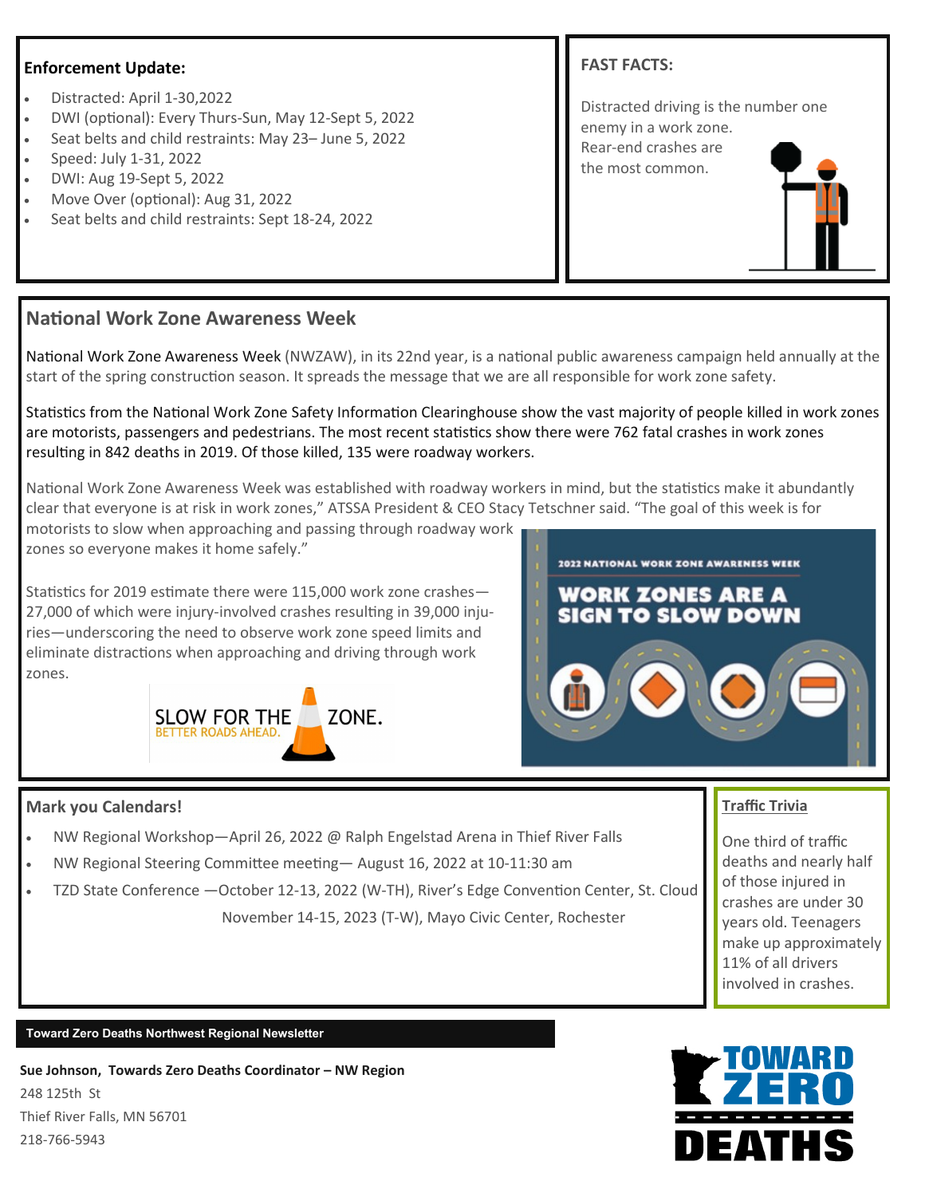**Enforcement Update:**

- Distracted: April 1-30,2022
- DWI (optional): Every Thurs-Sun, May 12-Sept 5, 2022
- Seat belts and child restraints: May 23– June 5, 2022
- Speed: July 1-31, 2022
- DWI: Aug 19-Sept 5, 2022
- Move Over (optional): Aug 31, 2022
- Seat belts and child restraints: Sept 18-24, 2022

**FAST FACTS:**

Distracted driving is the number one enemy in a work zone. Rear-end crashes are the most common.

## National Work Zone Awareness Week

National Work Zone Awareness Week (NWZAW), in its 22nd year, is a national public awareness campaign held annually at the start of the spring construction season. It spreads the message that we are all responsible for work zone safety.

Statistics from the National Work Zone Safety Information Clearinghouse show the vast majority of people killed in work zones are motorists, passengers and pedestrians. The most recent statistics show there were 762 fatal crashes in work zones resulting in 842 deaths in 2019. Of those killed, 135 were roadway workers.

National Work Zone Awareness Week was established with roadway workers in mind, but the statistics make it abundantly clear that everyone is at risk in work zones," ATSSA President & CEO Stacy Tetschner said. "The goal of this week is for motorists to slow when approaching and passing through roadway work zones so everyone makes it home safely."

Statistics for 2019 estimate there were 115,000 work zone crashes—27,000 of which were injury-involved crashes resulting in 39,000 injuries—underscoring the need to observe work zone speed limits and eliminate distractions when approaching and driving through work zones.

SLOW FOR THE ZONE.
BETTER ROADS AHEAD.

2022 NATIONAL WORK ZONE AWARENESS WEEK
WORK ZONES ARE A SIGN TO SLOW DOWN

## Mark you Calendars!

- NW Regional Workshop—April 26, 2022 @ Ralph Engelstad Arena in Thief River Falls
- NW Regional Steering Committee meeting— August 16, 2022 at 10-11:30 am
- TZD State Conference —October 12-13, 2022 (W-TH), River's Edge Convention Center, St. Cloud
  November 14-15, 2023 (T-W), Mayo Civic Center, Rochester

**Traffic Trivia**

One third of traffic deaths and nearly half of those injured in crashes are under 30 years old. Teenagers make up approximately 11% of all drivers involved in crashes.

**Toward Zero Deaths Northwest Regional Newsletter**

**Sue Johnson, Towards Zero Deaths Coordinator – NW Region**
248 125th St
Thief River Falls, MN 56701
218-766-5943

TOWARD ZERO DEATHS